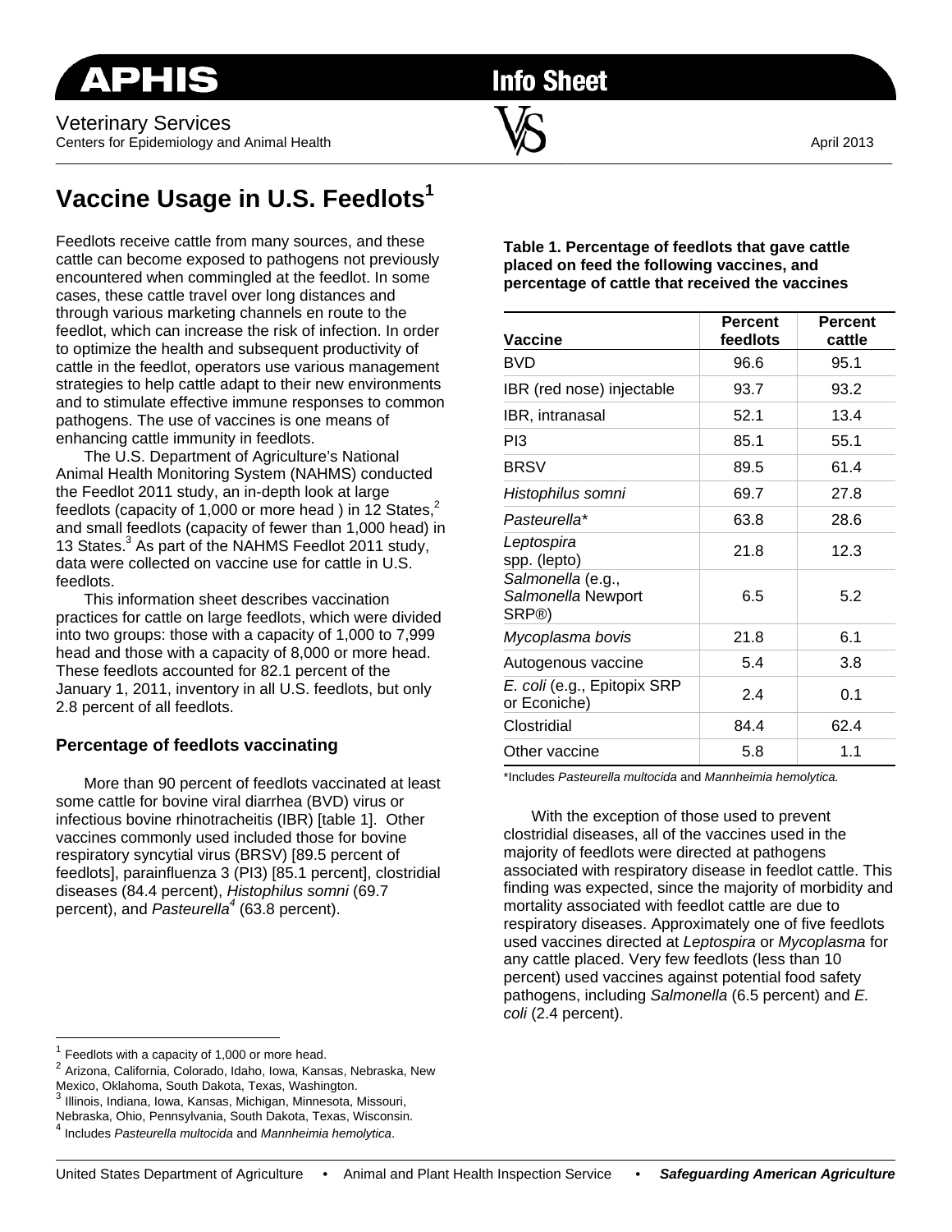APHIS Info Sheet

Veterinary Services
Centers for Epidemiology and Animal Health

April 2013

# Vaccine Usage in U.S. Feedlots[1]

Feedlots receive cattle from many sources, and these cattle can become exposed to pathogens not previously encountered when commingled at the feedlot. In some cases, these cattle travel over long distances and through various marketing channels en route to the feedlot, which can increase the risk of infection. In order to optimize the health and subsequent productivity of cattle in the feedlot, operators use various management strategies to help cattle adapt to their new environments and to stimulate effective immune responses to common pathogens. The use of vaccines is one means of enhancing cattle immunity in feedlots.

The U.S. Department of Agriculture's National Animal Health Monitoring System (NAHMS) conducted the Feedlot 2011 study, an in-depth look at large feedlots (capacity of 1,000 or more head ) in 12 States,[2] and small feedlots (capacity of fewer than 1,000 head) in 13 States.[3] As part of the NAHMS Feedlot 2011 study, data were collected on vaccine use for cattle in U.S. feedlots.

This information sheet describes vaccination practices for cattle on large feedlots, which were divided into two groups: those with a capacity of 1,000 to 7,999 head and those with a capacity of 8,000 or more head. These feedlots accounted for 82.1 percent of the January 1, 2011, inventory in all U.S. feedlots, but only 2.8 percent of all feedlots.

## Percentage of feedlots vaccinating

More than 90 percent of feedlots vaccinated at least some cattle for bovine viral diarrhea (BVD) virus or infectious bovine rhinotracheitis (IBR) [table 1]. Other vaccines commonly used included those for bovine respiratory syncytial virus (BRSV) [89.5 percent of feedlots], parainfluenza 3 (PI3) [85.1 percent], clostridial diseases (84.4 percent), *Histophilus somni* (69.7 percent), and *Pasteurella*[4] (63.8 percent).

**Table 1. Percentage of feedlots that gave cattle placed on feed the following vaccines, and percentage of cattle that received the vaccines**

| Vaccine | Percent feedlots | Percent cattle |
|---|---|---|
| BVD | 96.6 | 95.1 |
| IBR (red nose) injectable | 93.7 | 93.2 |
| IBR, intranasal | 52.1 | 13.4 |
| PI3 | 85.1 | 55.1 |
| BRSV | 89.5 | 61.4 |
| *Histophilus somni* | 69.7 | 27.8 |
| *Pasteurella** | 63.8 | 28.6 |
| *Leptospira* spp. (lepto) | 21.8 | 12.3 |
| *Salmonella* (e.g., *Salmonella* Newport SRP®) | 6.5 | 5.2 |
| *Mycoplasma bovis* | 21.8 | 6.1 |
| Autogenous vaccine | 5.4 | 3.8 |
| *E. coli* (e.g., Epitopix SRP or Econiche) | 2.4 | 0.1 |
| Clostridial | 84.4 | 62.4 |
| Other vaccine | 5.8 | 1.1 |

*Includes *Pasteurella multocida* and *Mannheimia hemolytica.*

With the exception of those used to prevent clostridial diseases, all of the vaccines used in the majority of feedlots were directed at pathogens associated with respiratory disease in feedlot cattle. This finding was expected, since the majority of morbidity and mortality associated with feedlot cattle are due to respiratory diseases. Approximately one of five feedlots used vaccines directed at *Leptospira* or *Mycoplasma* for any cattle placed. Very few feedlots (less than 10 percent) used vaccines against potential food safety pathogens, including *Salmonella* (6.5 percent) and *E. coli* (2.4 percent).

---

[1] Feedlots with a capacity of 1,000 or more head.
[2] Arizona, California, Colorado, Idaho, Iowa, Kansas, Nebraska, New Mexico, Oklahoma, South Dakota, Texas, Washington.
[3] Illinois, Indiana, Iowa, Kansas, Michigan, Minnesota, Missouri, Nebraska, Ohio, Pennsylvania, South Dakota, Texas, Wisconsin.
[4] Includes *Pasteurella multocida* and *Mannheimia hemolytica*.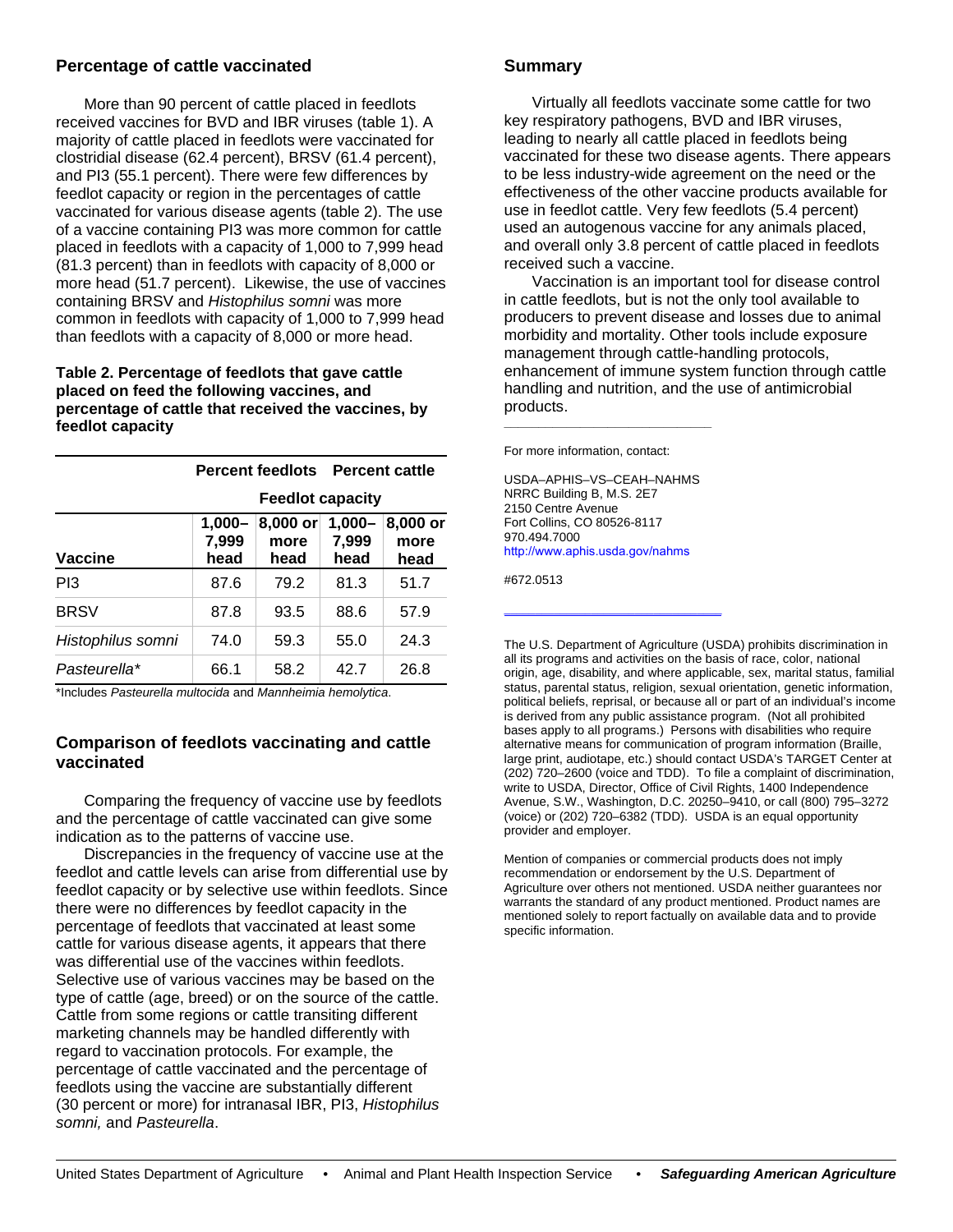## Percentage of cattle vaccinated

More than 90 percent of cattle placed in feedlots received vaccines for BVD and IBR viruses (table 1). A majority of cattle placed in feedlots were vaccinated for clostridial disease (62.4 percent), BRSV (61.4 percent), and PI3 (55.1 percent). There were few differences by feedlot capacity or region in the percentages of cattle vaccinated for various disease agents (table 2). The use of a vaccine containing PI3 was more common for cattle placed in feedlots with a capacity of 1,000 to 7,999 head (81.3 percent) than in feedlots with capacity of 8,000 or more head (51.7 percent). Likewise, the use of vaccines containing BRSV and *Histophilus somni* was more common in feedlots with capacity of 1,000 to 7,999 head than feedlots with a capacity of 8,000 or more head.

**Table 2. Percentage of feedlots that gave cattle placed on feed the following vaccines, and percentage of cattle that received the vaccines, by feedlot capacity**

| | Percent feedlots | | Percent cattle | |
|---|---|---|---|---|
| | Feedlot capacity | | | |
| Vaccine | 1,000–7,999 head | 8,000 or more head | 1,000–7,999 head | 8,000 or more head |
| PI3 | 87.6 | 79.2 | 81.3 | 51.7 |
| BRSV | 87.8 | 93.5 | 88.6 | 57.9 |
| *Histophilus somni* | 74.0 | 59.3 | 55.0 | 24.3 |
| *Pasteurella** | 66.1 | 58.2 | 42.7 | 26.8 |

*Includes *Pasteurella multocida* and *Mannheimia hemolytica*.

## Comparison of feedlots vaccinating and cattle vaccinated

Comparing the frequency of vaccine use by feedlots and the percentage of cattle vaccinated can give some indication as to the patterns of vaccine use.

Discrepancies in the frequency of vaccine use at the feedlot and cattle levels can arise from differential use by feedlot capacity or by selective use within feedlots. Since there were no differences by feedlot capacity in the percentage of feedlots that vaccinated at least some cattle for various disease agents, it appears that there was differential use of the vaccines within feedlots. Selective use of various vaccines may be based on the type of cattle (age, breed) or on the source of the cattle. Cattle from some regions or cattle transiting different marketing channels may be handled differently with regard to vaccination protocols. For example, the percentage of cattle vaccinated and the percentage of feedlots using the vaccine are substantially different (30 percent or more) for intranasal IBR, PI3, *Histophilus somni,* and *Pasteurella*.

## Summary

Virtually all feedlots vaccinate some cattle for two key respiratory pathogens, BVD and IBR viruses, leading to nearly all cattle placed in feedlots being vaccinated for these two disease agents. There appears to be less industry-wide agreement on the need or the effectiveness of the other vaccine products available for use in feedlot cattle. Very few feedlots (5.4 percent) used an autogenous vaccine for any animals placed, and overall only 3.8 percent of cattle placed in feedlots received such a vaccine.

Vaccination is an important tool for disease control in cattle feedlots, but is not the only tool available to producers to prevent disease and losses due to animal morbidity and mortality. Other tools include exposure management through cattle-handling protocols, enhancement of immune system function through cattle handling and nutrition, and the use of antimicrobial products.

---

For more information, contact:

USDA–APHIS–VS–CEAH–NAHMS
NRRC Building B, M.S. 2E7
2150 Centre Avenue
Fort Collins, CO 80526-8117
970.494.7000
http://www.aphis.usda.gov/nahms

#672.0513

---

The U.S. Department of Agriculture (USDA) prohibits discrimination in all its programs and activities on the basis of race, color, national origin, age, disability, and where applicable, sex, marital status, familial status, parental status, religion, sexual orientation, genetic information, political beliefs, reprisal, or because all or part of an individual's income is derived from any public assistance program. (Not all prohibited bases apply to all programs.) Persons with disabilities who require alternative means for communication of program information (Braille, large print, audiotape, etc.) should contact USDA's TARGET Center at (202) 720–2600 (voice and TDD). To file a complaint of discrimination, write to USDA, Director, Office of Civil Rights, 1400 Independence Avenue, S.W., Washington, D.C. 20250–9410, or call (800) 795–3272 (voice) or (202) 720–6382 (TDD). USDA is an equal opportunity provider and employer.

Mention of companies or commercial products does not imply recommendation or endorsement by the U.S. Department of Agriculture over others not mentioned. USDA neither guarantees nor warrants the standard of any product mentioned. Product names are mentioned solely to report factually on available data and to provide specific information.